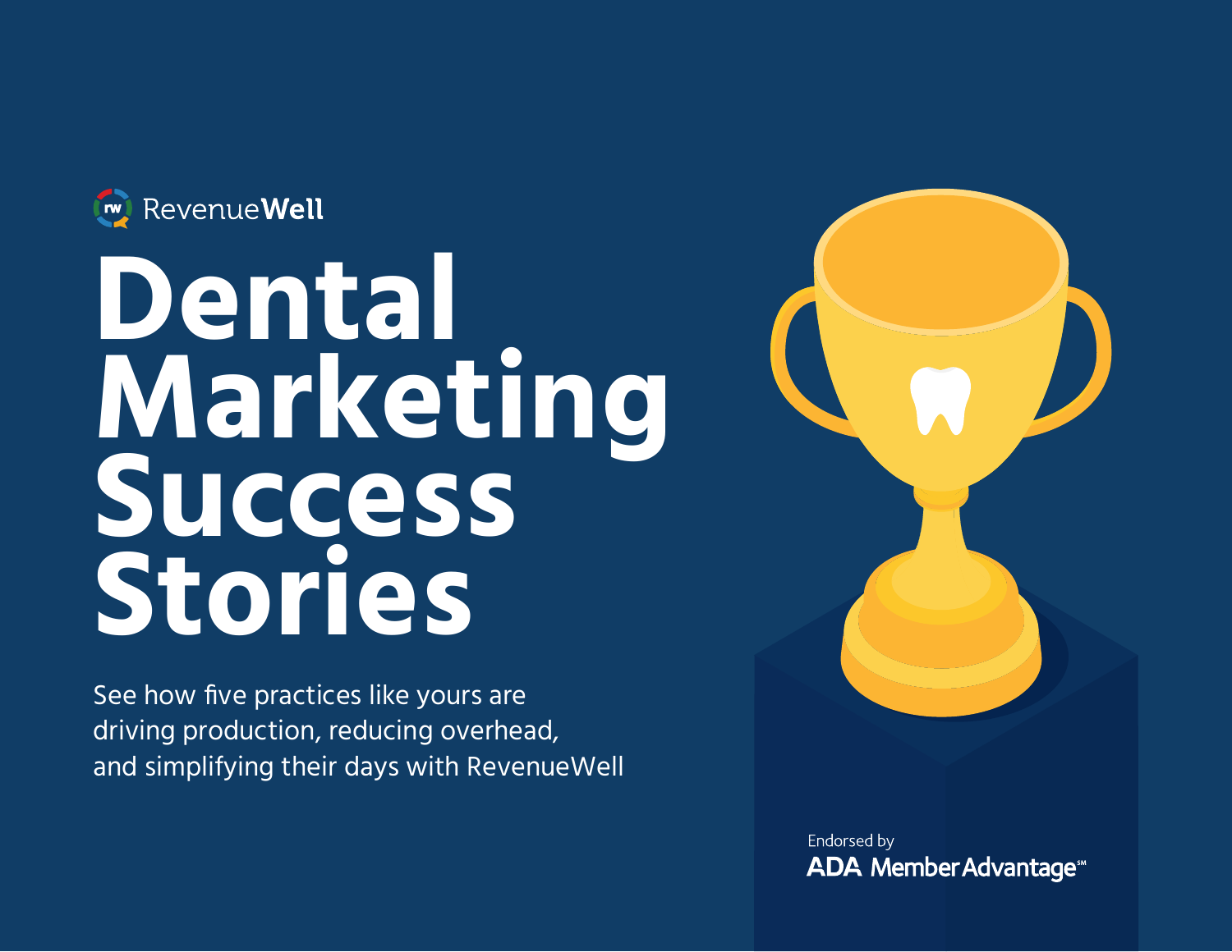RevenueWell

# Dental Marketing Success Stories

See how five practices like yours are driving production, reducing overhead, and simplifying their days with RevenueWell

Endorsed by

ADA Member Advantage℠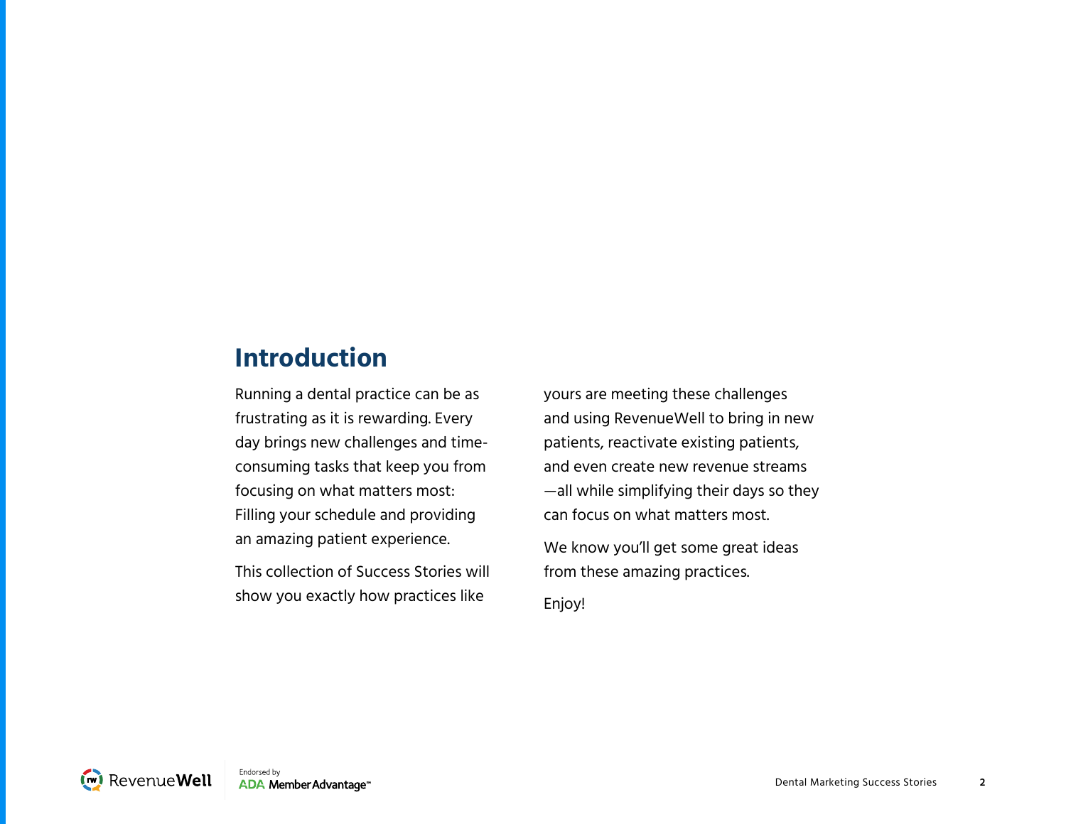# Introduction

Running a dental practice can be as frustrating as it is rewarding. Every day brings new challenges and time-consuming tasks that keep you from focusing on what matters most: Filling your schedule and providing an amazing patient experience.

This collection of Success Stories will show you exactly how practices like yours are meeting these challenges and using RevenueWell to bring in new patients, reactivate existing patients, and even create new revenue streams—all while simplifying their days so they can focus on what matters most.

We know you'll get some great ideas from these amazing practices.

Enjoy!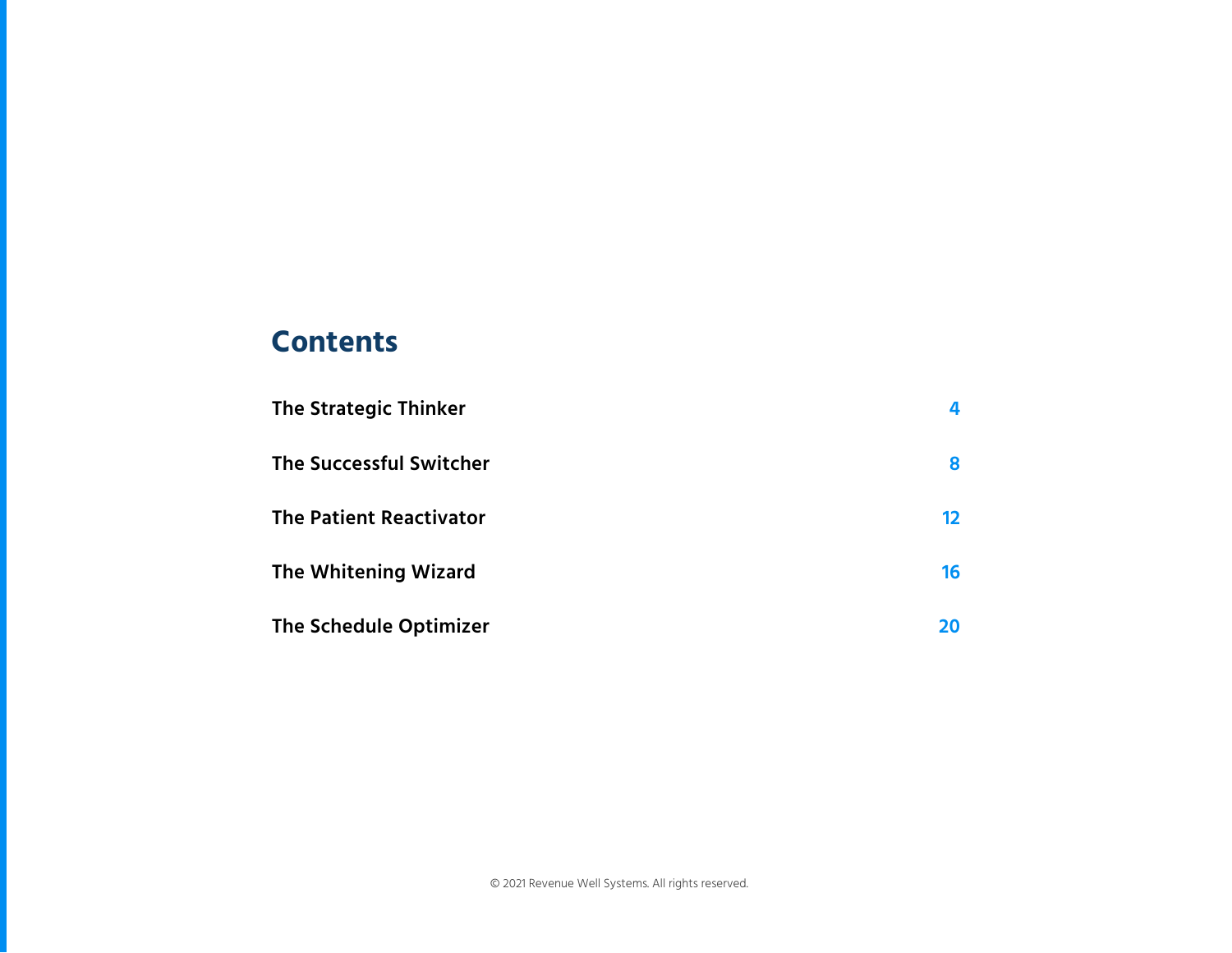# Contents

| | |
|---|---|
| **The Strategic Thinker** | 4 |
| **The Successful Switcher** | 8 |
| **The Patient Reactivator** | 12 |
| **The Whitening Wizard** | 16 |
| **The Schedule Optimizer** | 20 |

© 2021 Revenue Well Systems. All rights reserved.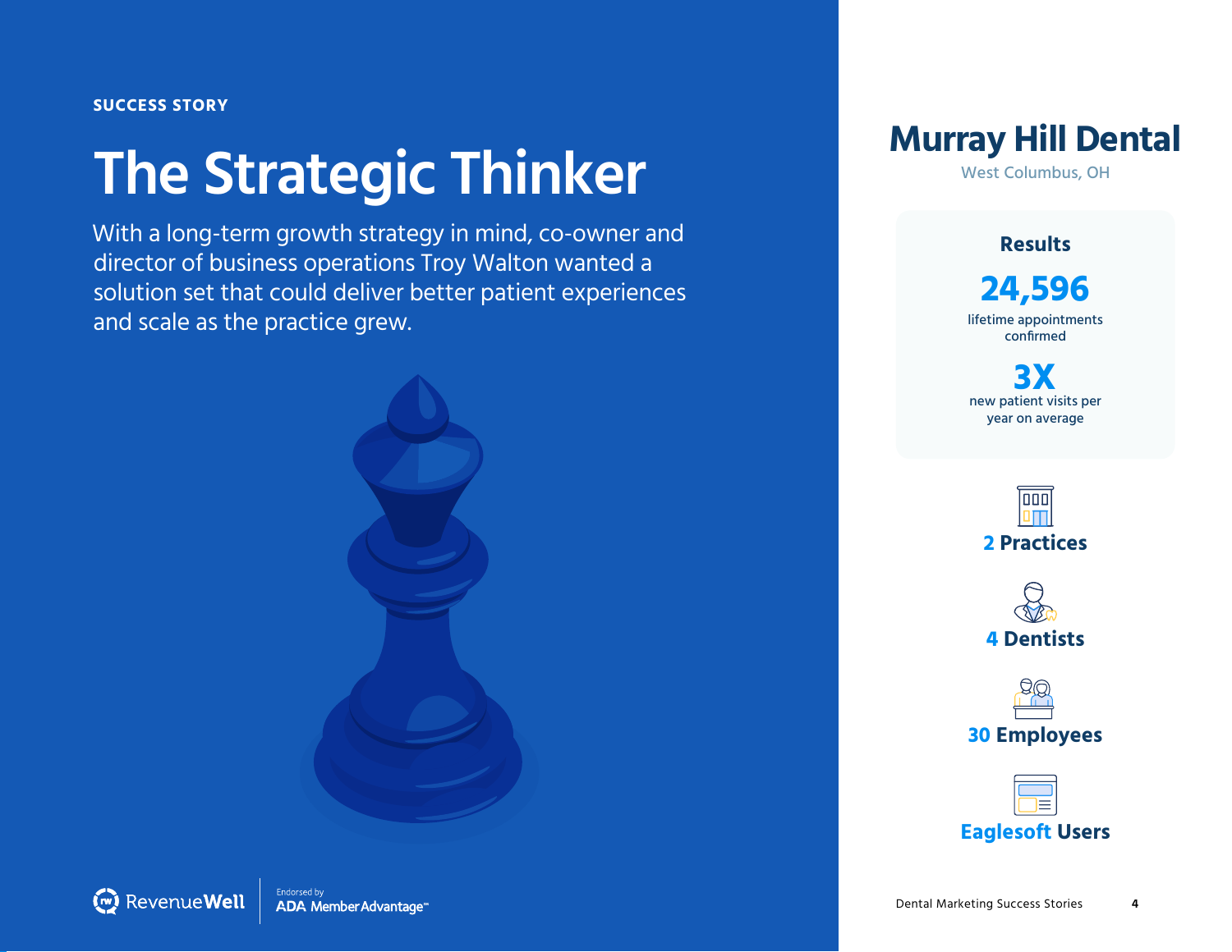SUCCESS STORY

# The Strategic Thinker

With a long-term growth strategy in mind, co-owner and director of business operations Troy Walton wanted a solution set that could deliver better patient experiences and scale as the practice grew.

## Murray Hill Dental

West Columbus, OH

### Results

**24,596**
lifetime appointments confirmed

**3X**
new patient visits per year on average

**2 Practices**

**4 Dentists**

**30 Employees**

**Eaglesoft Users**

RevenueWell | Endorsed by ADA Member Advantage™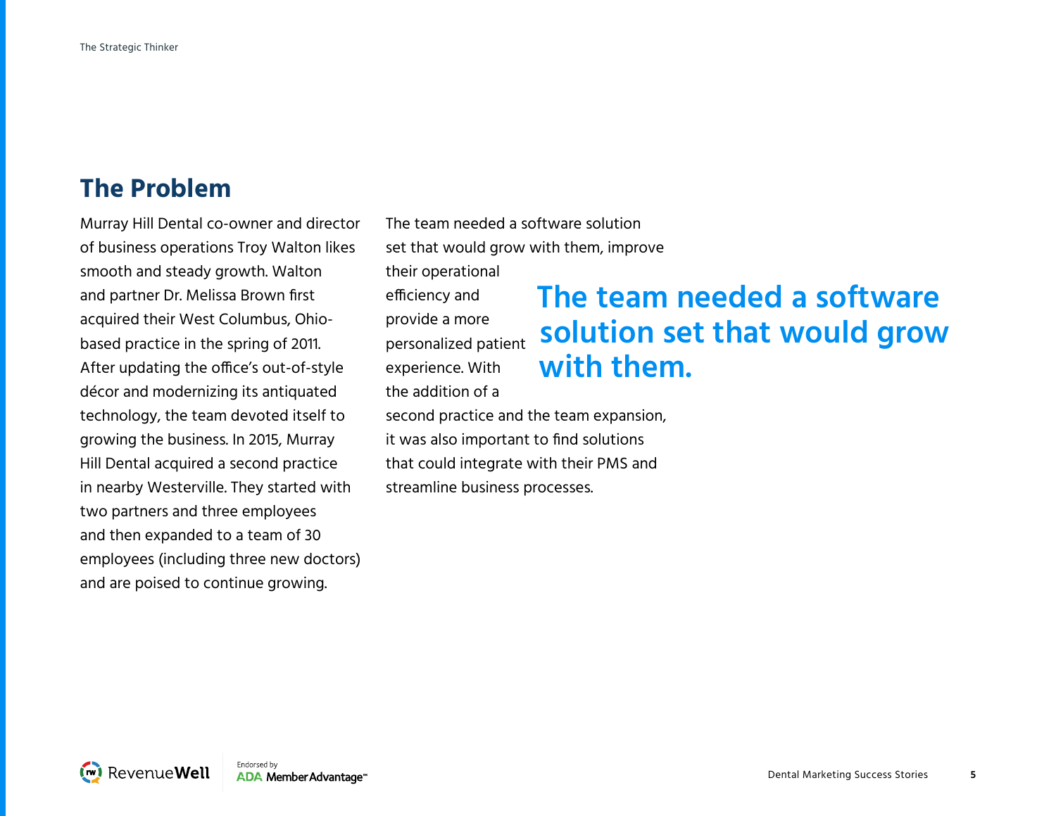## The Problem

Murray Hill Dental co-owner and director of business operations Troy Walton likes smooth and steady growth. Walton and partner Dr. Melissa Brown first acquired their West Columbus, Ohio-based practice in the spring of 2011. After updating the office's out-of-style décor and modernizing its antiquated technology, the team devoted itself to growing the business. In 2015, Murray Hill Dental acquired a second practice in nearby Westerville. They started with two partners and three employees and then expanded to a team of 30 employees (including three new doctors) and are poised to continue growing.

The team needed a software solution set that would grow with them, improve their operational efficiency and provide a more personalized patient experience. With the addition of a second practice and the team expansion, it was also important to find solutions that could integrate with their PMS and streamline business processes.

> **The team needed a software solution set that would grow with them.**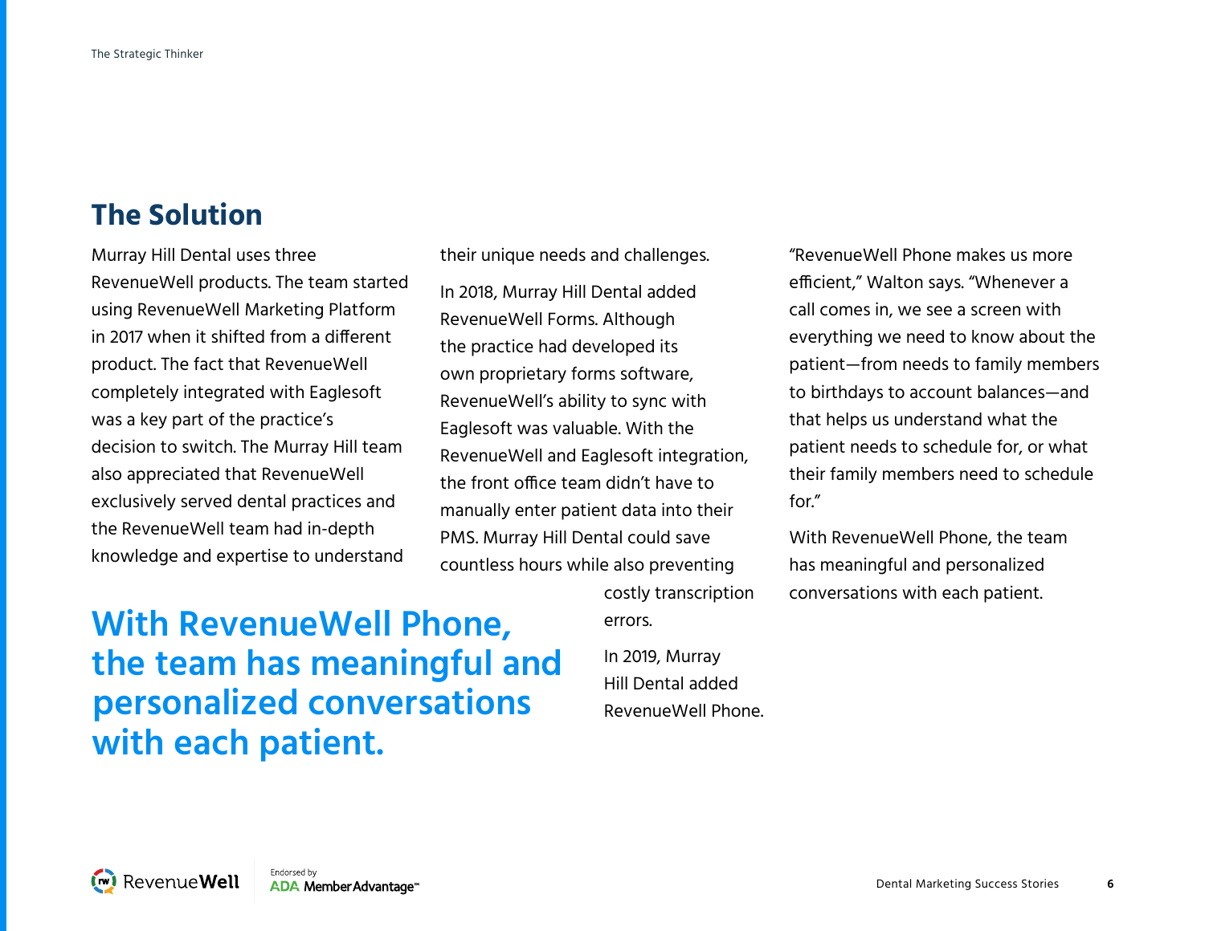## The Solution

Murray Hill Dental uses three RevenueWell products. The team started using RevenueWell Marketing Platform in 2017 when it shifted from a different product. The fact that RevenueWell completely integrated with Eaglesoft was a key part of the practice's decision to switch. The Murray Hill team also appreciated that RevenueWell exclusively served dental practices and the RevenueWell team had in-depth knowledge and expertise to understand their unique needs and challenges.

In 2018, Murray Hill Dental added RevenueWell Forms. Although the practice had developed its own proprietary forms software, RevenueWell's ability to sync with Eaglesoft was valuable. With the RevenueWell and Eaglesoft integration, the front office team didn't have to manually enter patient data into their PMS. Murray Hill Dental could save countless hours while also preventing costly transcription errors.

**With RevenueWell Phone, the team has meaningful and personalized conversations with each patient.**

In 2019, Murray Hill Dental added RevenueWell Phone.

"RevenueWell Phone makes us more efficient," Walton says. "Whenever a call comes in, we see a screen with everything we need to know about the patient—from needs to family members to birthdays to account balances—and that helps us understand what the patient needs to schedule for, or what their family members need to schedule for."

With RevenueWell Phone, the team has meaningful and personalized conversations with each patient.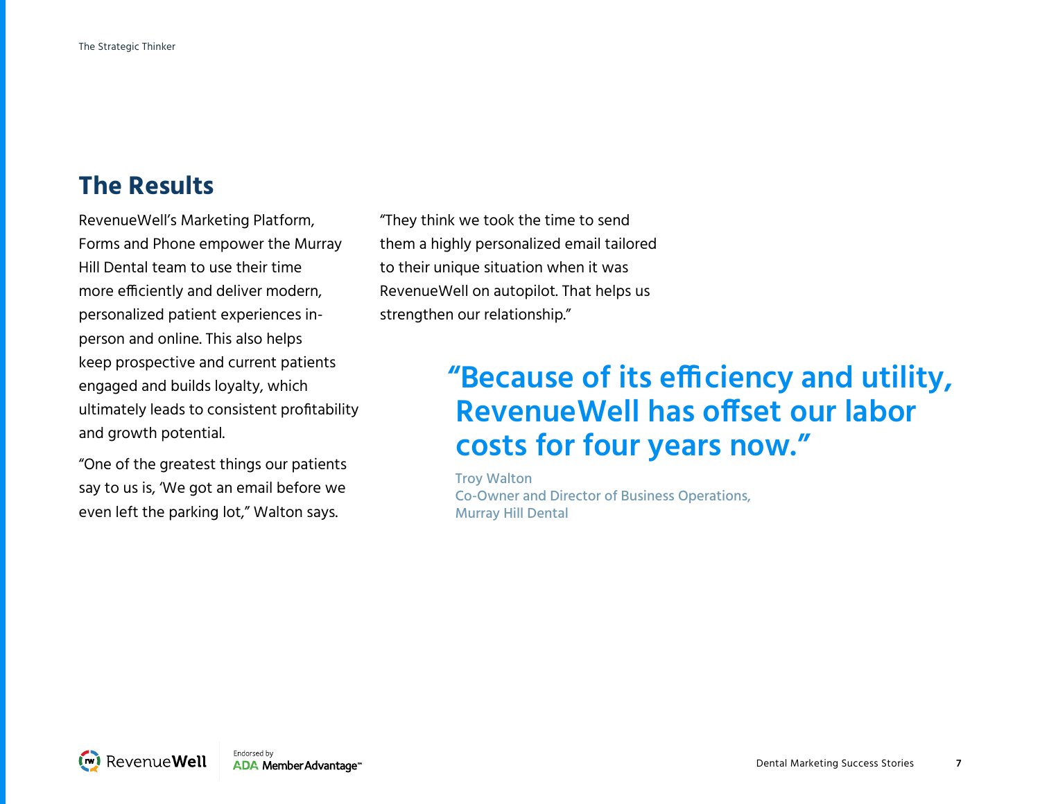## The Results

RevenueWell's Marketing Platform, Forms and Phone empower the Murray Hill Dental team to use their time more efficiently and deliver modern, personalized patient experiences in-person and online. This also helps keep prospective and current patients engaged and builds loyalty, which ultimately leads to consistent profitability and growth potential.

"One of the greatest things our patients say to us is, 'We got an email before we even left the parking lot,'" Walton says.

"They think we took the time to send them a highly personalized email tailored to their unique situation when it was RevenueWell on autopilot. That helps us strengthen our relationship."

> **"Because of its efficiency and utility, RevenueWell has offset our labor costs for four years now."**
>
> Troy Walton
> Co-Owner and Director of Business Operations,
> Murray Hill Dental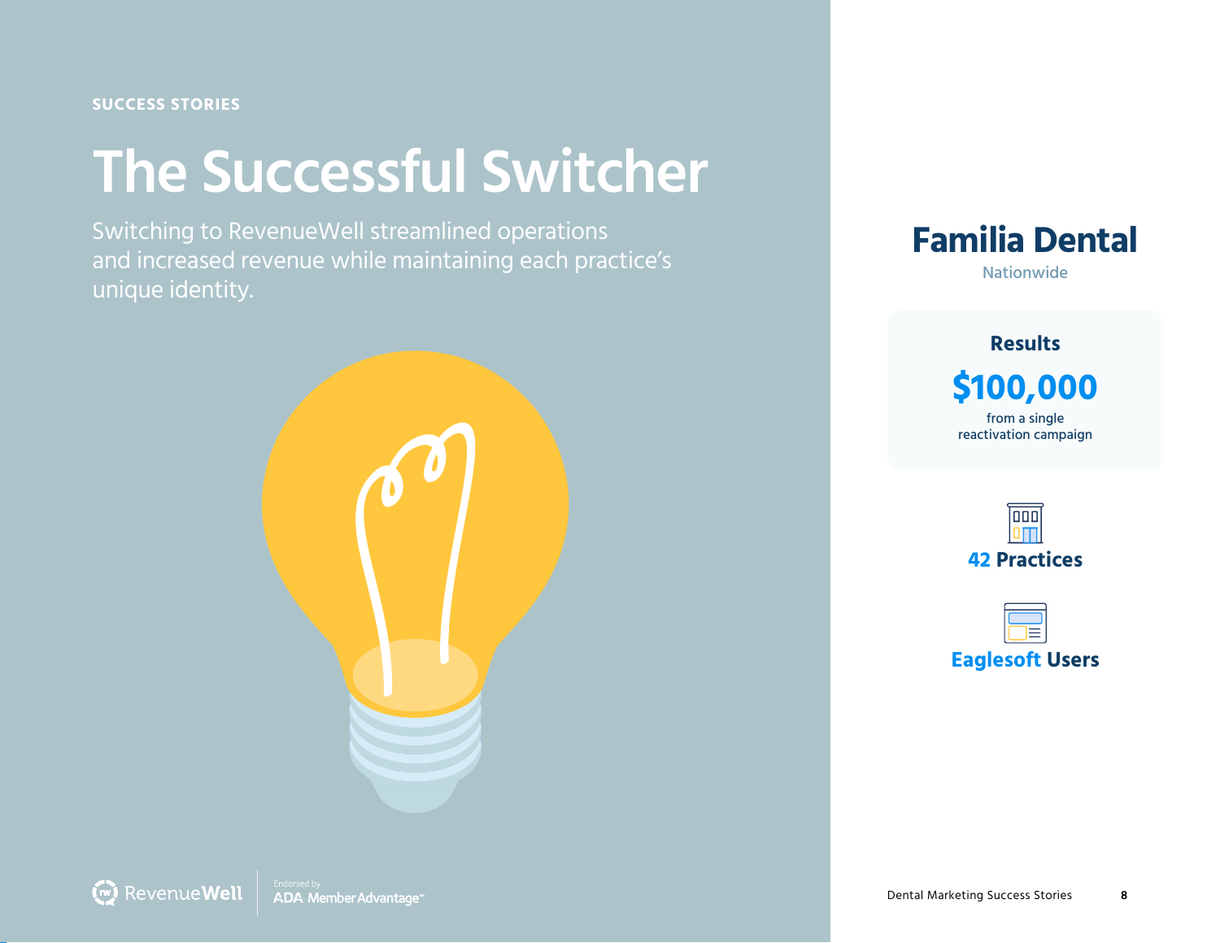SUCCESS STORIES

# The Successful Switcher

Switching to RevenueWell streamlined operations and increased revenue while maintaining each practice's unique identity.

## Familia Dental

Nationwide

### Results

**$100,000**

from a single reactivation campaign

**42 Practices**

**Eaglesoft Users**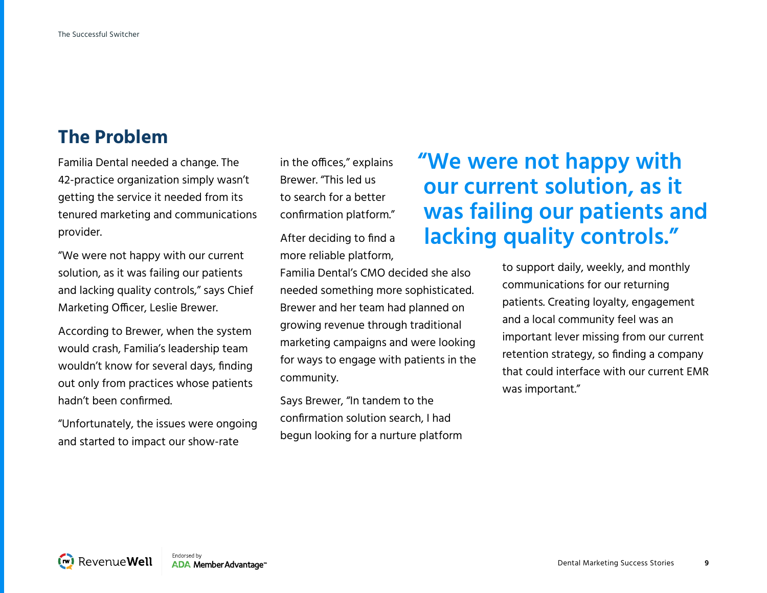## The Problem

Familia Dental needed a change. The 42-practice organization simply wasn't getting the service it needed from its tenured marketing and communications provider.

"We were not happy with our current solution, as it was failing our patients and lacking quality controls," says Chief Marketing Officer, Leslie Brewer.

According to Brewer, when the system would crash, Familia's leadership team wouldn't know for several days, finding out only from practices whose patients hadn't been confirmed.

"Unfortunately, the issues were ongoing and started to impact our show-rate in the offices," explains Brewer. "This led us to search for a better confirmation platform."

After deciding to find a more reliable platform, Familia Dental's CMO decided she also needed something more sophisticated. Brewer and her team had planned on growing revenue through traditional marketing campaigns and were looking for ways to engage with patients in the community.

Says Brewer, "In tandem to the confirmation solution search, I had begun looking for a nurture platform to support daily, weekly, and monthly communications for our returning patients. Creating loyalty, engagement and a local community feel was an important lever missing from our current retention strategy, so finding a company that could interface with our current EMR was important."

> **"We were not happy with our current solution, as it was failing our patients and lacking quality controls."**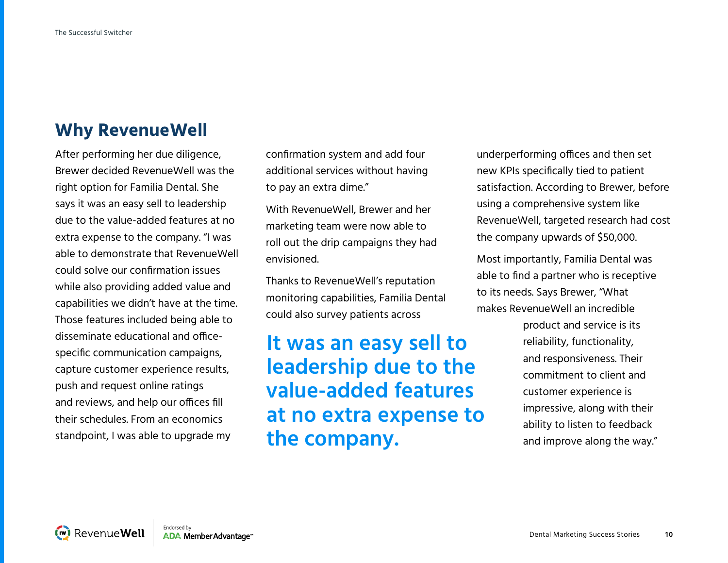## Why RevenueWell

After performing her due diligence, Brewer decided RevenueWell was the right option for Familia Dental. She says it was an easy sell to leadership due to the value-added features at no extra expense to the company. "I was able to demonstrate that RevenueWell could solve our confirmation issues while also providing added value and capabilities we didn't have at the time. Those features included being able to disseminate educational and office-specific communication campaigns, capture customer experience results, push and request online ratings and reviews, and help our offices fill their schedules. From an economics standpoint, I was able to upgrade my confirmation system and add four additional services without having to pay an extra dime."

With RevenueWell, Brewer and her marketing team were now able to roll out the drip campaigns they had envisioned.

Thanks to RevenueWell's reputation monitoring capabilities, Familia Dental could also survey patients across underperforming offices and then set new KPIs specifically tied to patient satisfaction. According to Brewer, before using a comprehensive system like RevenueWell, targeted research had cost the company upwards of $50,000.

**It was an easy sell to leadership due to the value-added features at no extra expense to the company.**

Most importantly, Familia Dental was able to find a partner who is receptive to its needs. Says Brewer, "What makes RevenueWell an incredible product and service is its reliability, functionality, and responsiveness. Their commitment to client and customer experience is impressive, along with their ability to listen to feedback and improve along the way."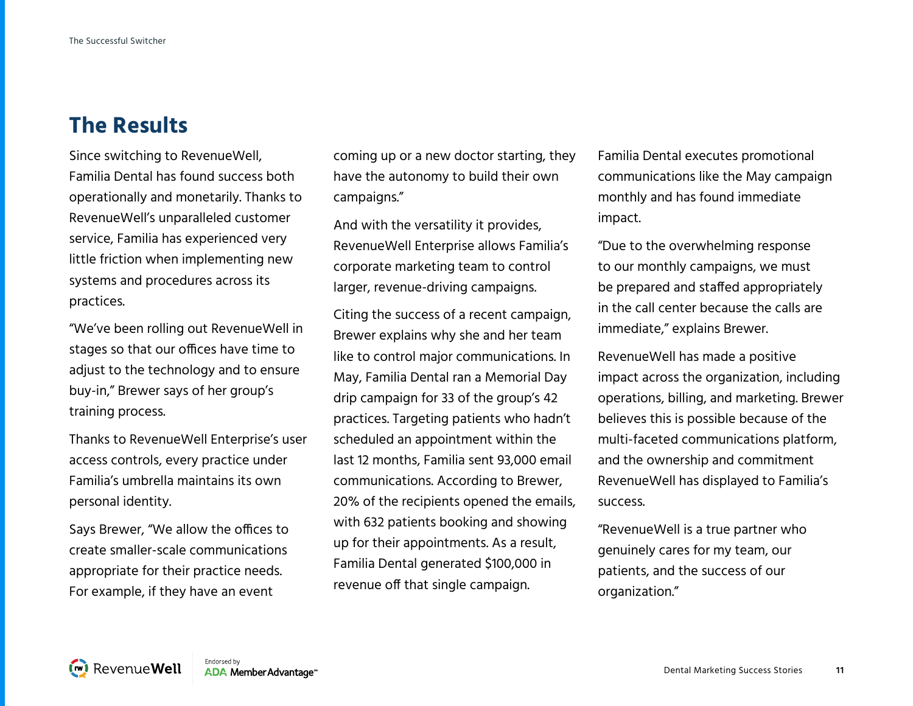## The Results

Since switching to RevenueWell, Familia Dental has found success both operationally and monetarily. Thanks to RevenueWell's unparalleled customer service, Familia has experienced very little friction when implementing new systems and procedures across its practices.

"We've been rolling out RevenueWell in stages so that our offices have time to adjust to the technology and to ensure buy-in," Brewer says of her group's training process.

Thanks to RevenueWell Enterprise's user access controls, every practice under Familia's umbrella maintains its own personal identity.

Says Brewer, "We allow the offices to create smaller-scale communications appropriate for their practice needs. For example, if they have an event coming up or a new doctor starting, they have the autonomy to build their own campaigns."

And with the versatility it provides, RevenueWell Enterprise allows Familia's corporate marketing team to control larger, revenue-driving campaigns.

Citing the success of a recent campaign, Brewer explains why she and her team like to control major communications. In May, Familia Dental ran a Memorial Day drip campaign for 33 of the group's 42 practices. Targeting patients who hadn't scheduled an appointment within the last 12 months, Familia sent 93,000 email communications. According to Brewer, 20% of the recipients opened the emails, with 632 patients booking and showing up for their appointments. As a result, Familia Dental generated $100,000 in revenue off that single campaign.

Familia Dental executes promotional communications like the May campaign monthly and has found immediate impact.

"Due to the overwhelming response to our monthly campaigns, we must be prepared and staffed appropriately in the call center because the calls are immediate," explains Brewer.

RevenueWell has made a positive impact across the organization, including operations, billing, and marketing. Brewer believes this is possible because of the multi-faceted communications platform, and the ownership and commitment RevenueWell has displayed to Familia's success.

"RevenueWell is a true partner who genuinely cares for my team, our patients, and the success of our organization."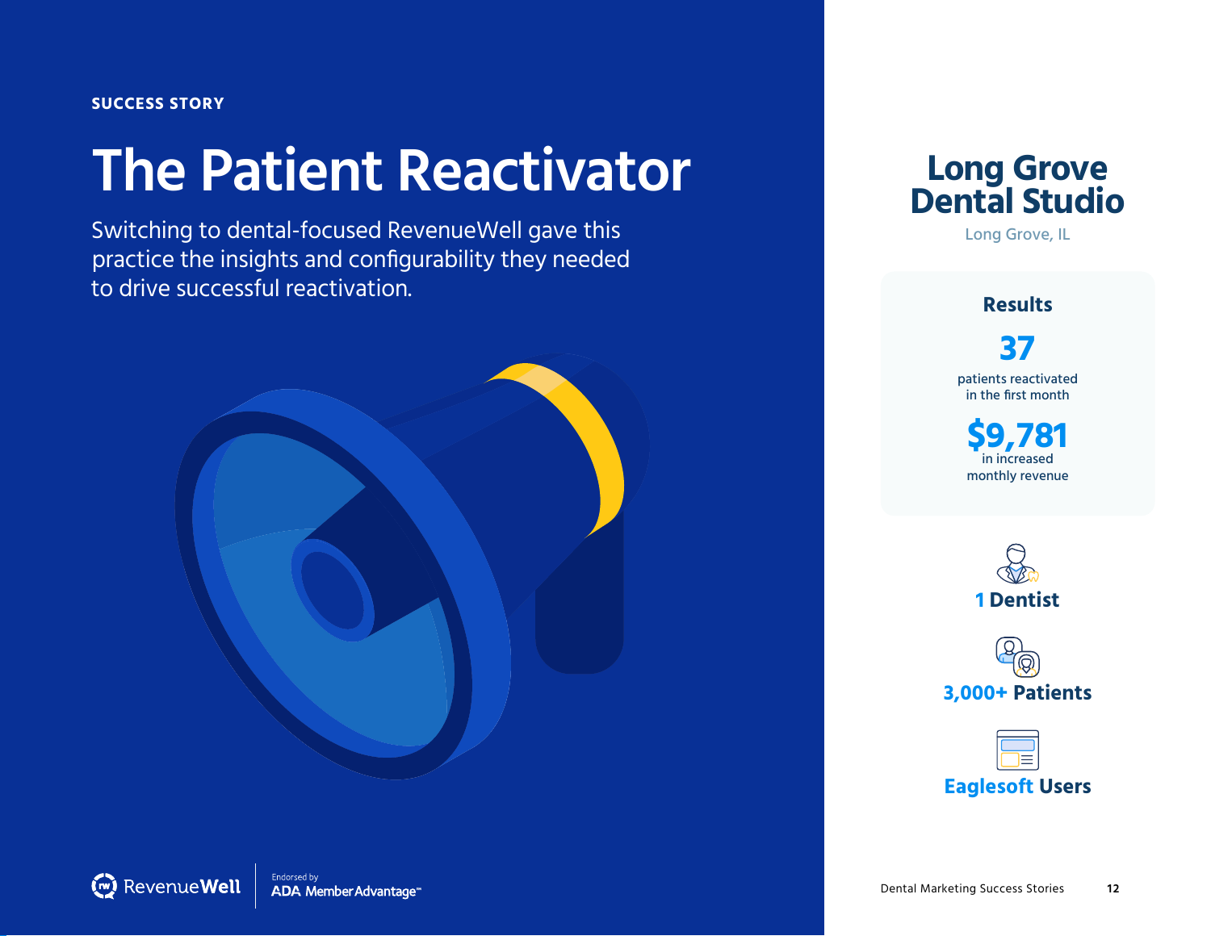SUCCESS STORY

# The Patient Reactivator

Switching to dental-focused RevenueWell gave this practice the insights and configurability they needed to drive successful reactivation.

## Long Grove Dental Studio

Long Grove, IL

### Results

**37**
patients reactivated in the first month

**$9,781**
in increased monthly revenue

**1 Dentist**

**3,000+ Patients**

**Eaglesoft Users**

RevenueWell | Endorsed by ADA Member Advantage™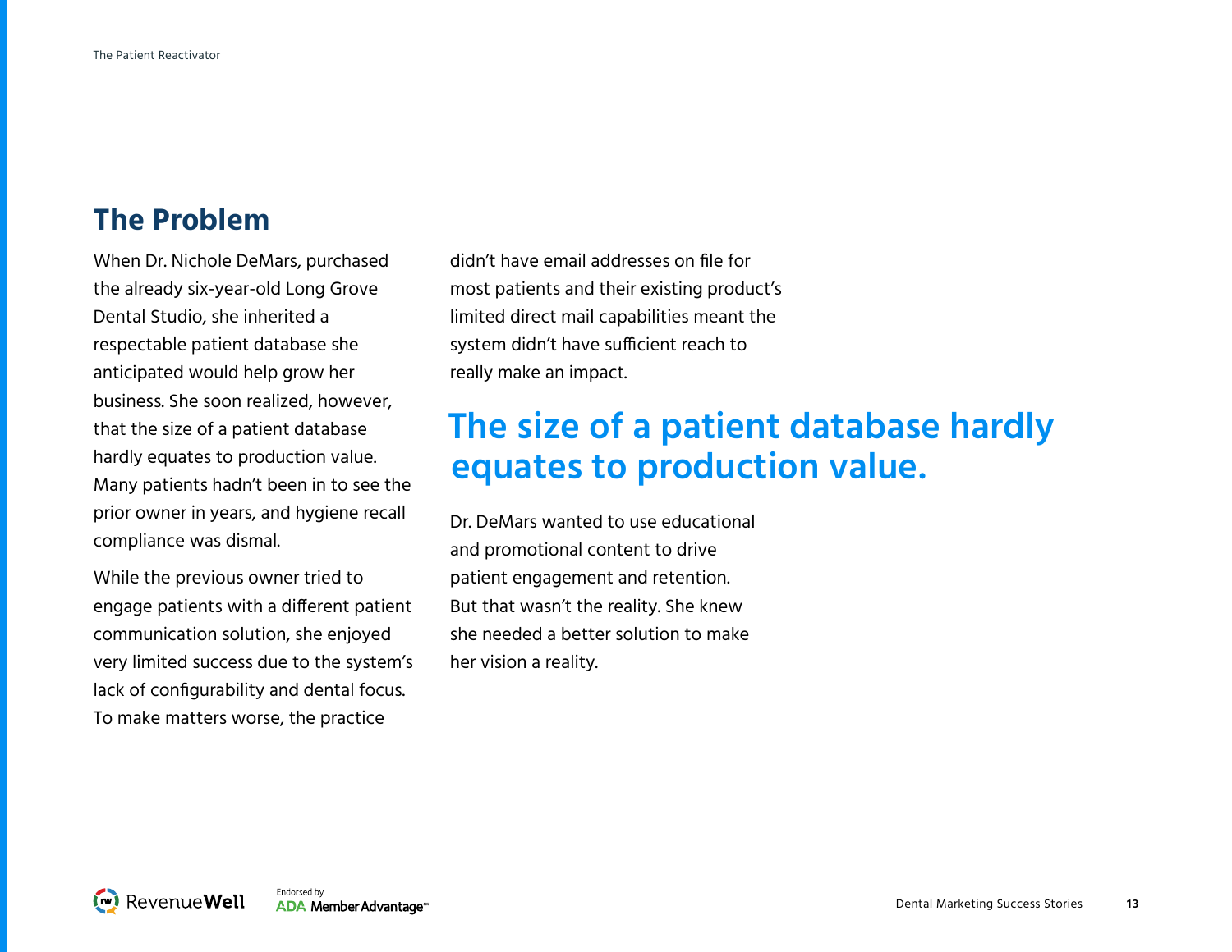## The Problem

When Dr. Nichole DeMars, purchased the already six-year-old Long Grove Dental Studio, she inherited a respectable patient database she anticipated would help grow her business. She soon realized, however, that the size of a patient database hardly equates to production value. Many patients hadn't been in to see the prior owner in years, and hygiene recall compliance was dismal.

While the previous owner tried to engage patients with a different patient communication solution, she enjoyed very limited success due to the system's lack of configurability and dental focus. To make matters worse, the practice didn't have email addresses on file for most patients and their existing product's limited direct mail capabilities meant the system didn't have sufficient reach to really make an impact.

**The size of a patient database hardly equates to production value.**

Dr. DeMars wanted to use educational and promotional content to drive patient engagement and retention. But that wasn't the reality. She knew she needed a better solution to make her vision a reality.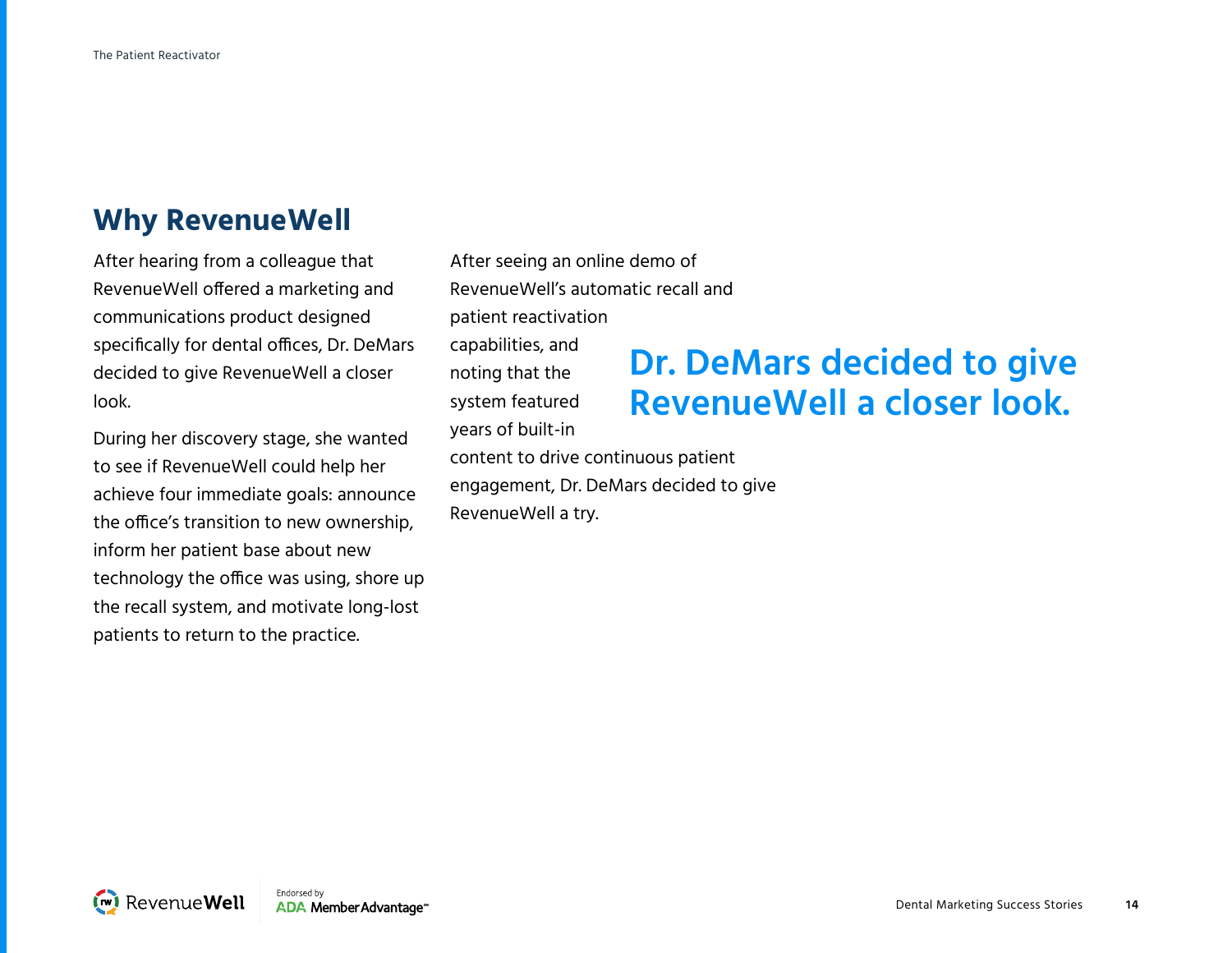## Why RevenueWell

After hearing from a colleague that RevenueWell offered a marketing and communications product designed specifically for dental offices, Dr. DeMars decided to give RevenueWell a closer look.

During her discovery stage, she wanted to see if RevenueWell could help her achieve four immediate goals: announce the office's transition to new ownership, inform her patient base about new technology the office was using, shore up the recall system, and motivate long-lost patients to return to the practice.

After seeing an online demo of RevenueWell's automatic recall and patient reactivation capabilities, and noting that the system featured years of built-in content to drive continuous patient engagement, Dr. DeMars decided to give RevenueWell a try.

**Dr. DeMars decided to give RevenueWell a closer look.**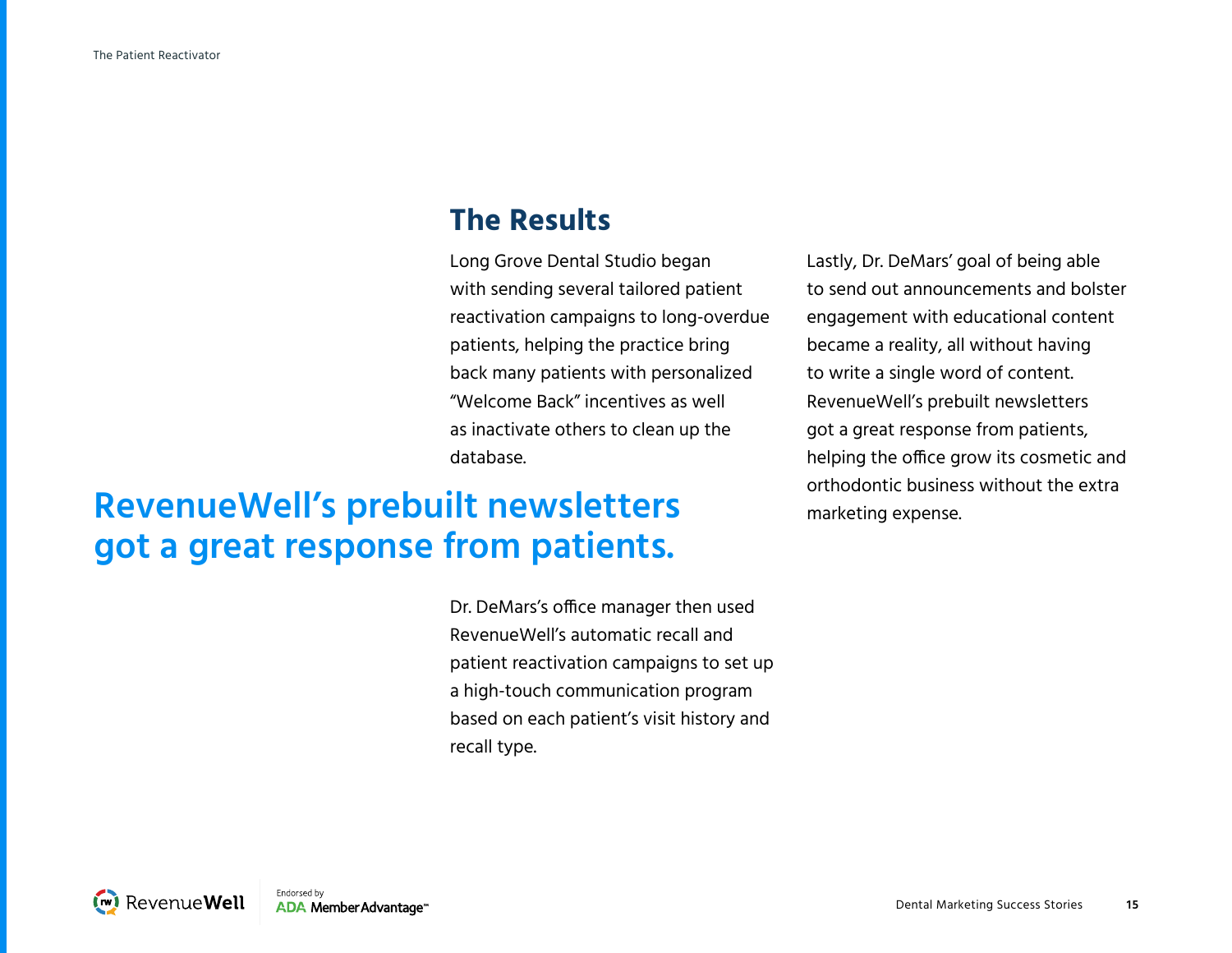## The Results

Long Grove Dental Studio began with sending several tailored patient reactivation campaigns to long-overdue patients, helping the practice bring back many patients with personalized "Welcome Back" incentives as well as inactivate others to clean up the database.

**RevenueWell's prebuilt newsletters got a great response from patients.**

Dr. DeMars's office manager then used RevenueWell's automatic recall and patient reactivation campaigns to set up a high-touch communication program based on each patient's visit history and recall type.

Lastly, Dr. DeMars' goal of being able to send out announcements and bolster engagement with educational content became a reality, all without having to write a single word of content. RevenueWell's prebuilt newsletters got a great response from patients, helping the office grow its cosmetic and orthodontic business without the extra marketing expense.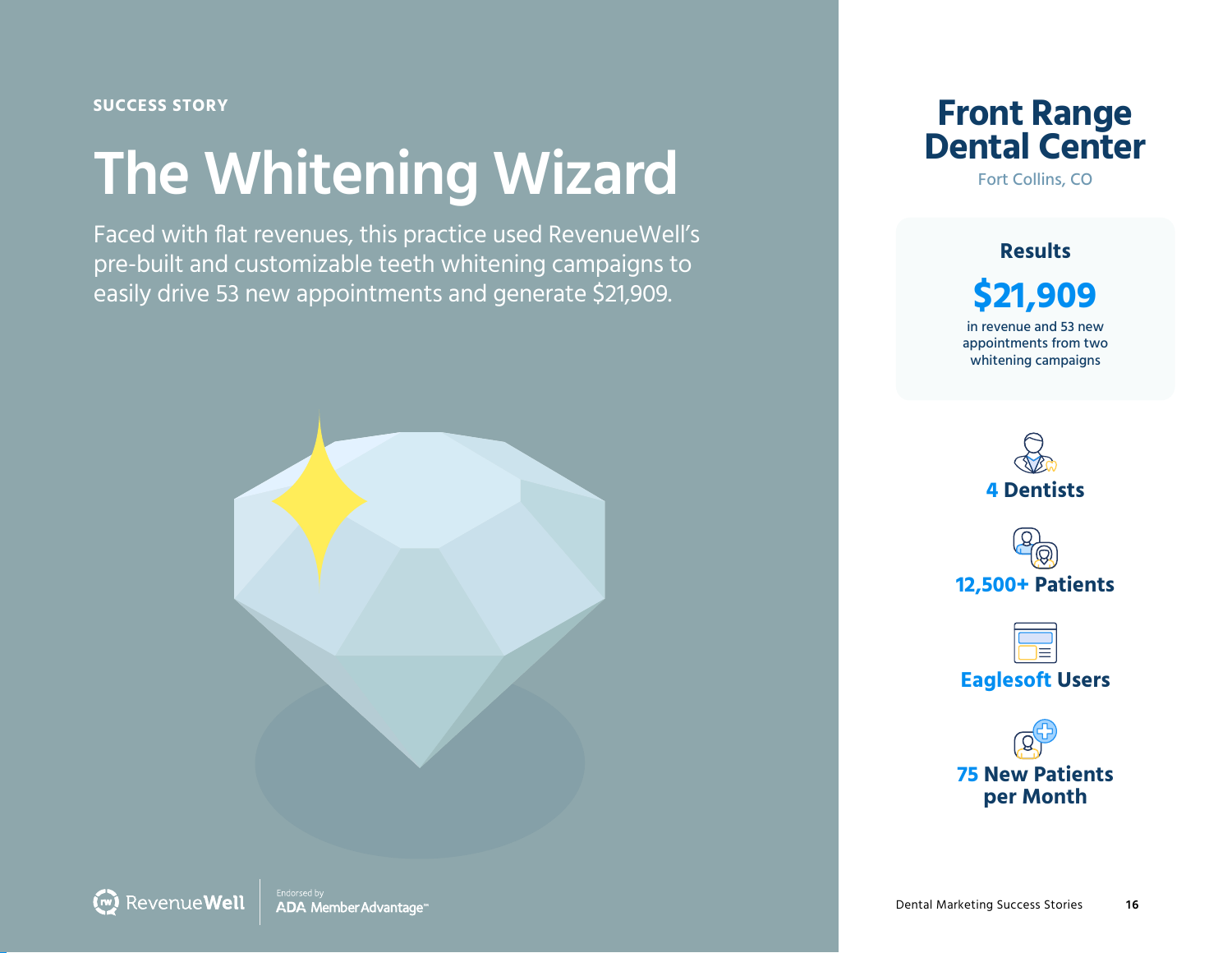SUCCESS STORY

# The Whitening Wizard

Faced with flat revenues, this practice used RevenueWell's pre-built and customizable teeth whitening campaigns to easily drive 53 new appointments and generate $21,909.

## Front Range Dental Center

Fort Collins, CO

### Results

**$21,909**

in revenue and 53 new appointments from two whitening campaigns

**4 Dentists**

**12,500+ Patients**

**Eaglesoft Users**

**75 New Patients per Month**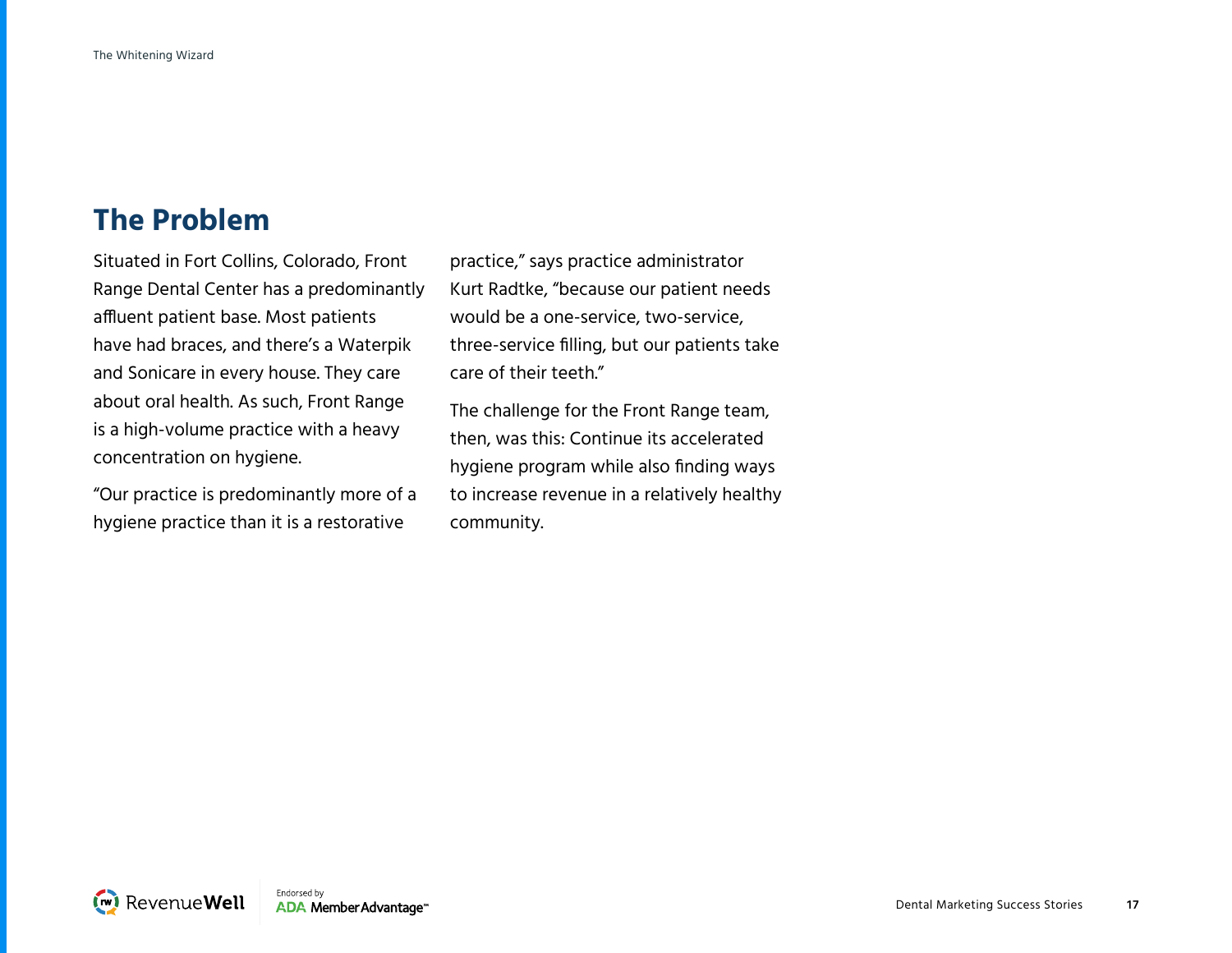## The Problem

Situated in Fort Collins, Colorado, Front Range Dental Center has a predominantly affluent patient base. Most patients have had braces, and there's a Waterpik and Sonicare in every house. They care about oral health. As such, Front Range is a high-volume practice with a heavy concentration on hygiene.

"Our practice is predominantly more of a hygiene practice than it is a restorative practice," says practice administrator Kurt Radtke, "because our patient needs would be a one-service, two-service, three-service filling, but our patients take care of their teeth."

The challenge for the Front Range team, then, was this: Continue its accelerated hygiene program while also finding ways to increase revenue in a relatively healthy community.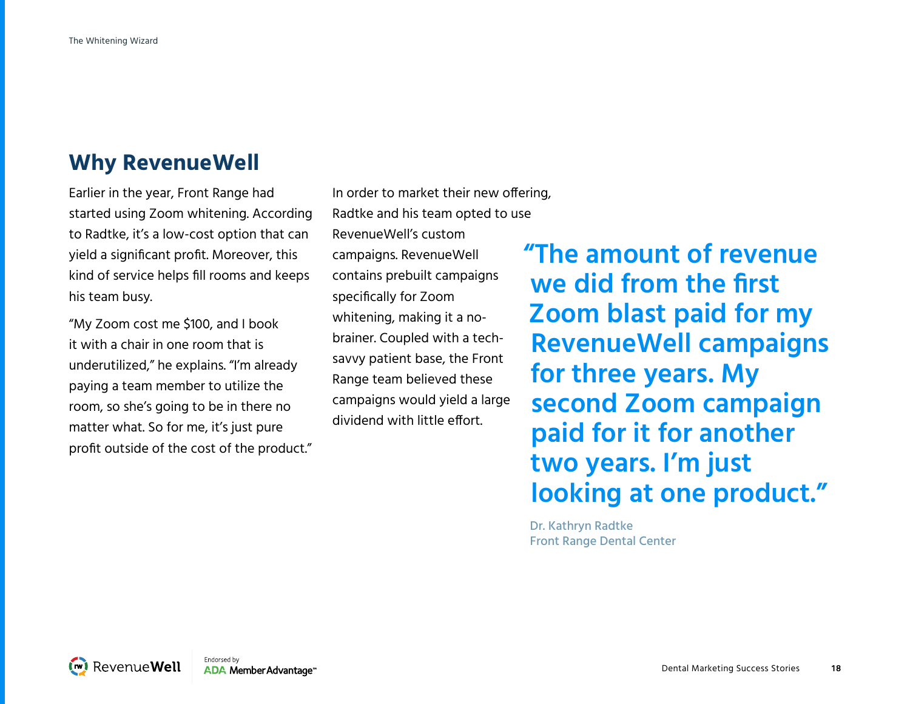## Why RevenueWell

Earlier in the year, Front Range had started using Zoom whitening. According to Radtke, it's a low-cost option that can yield a significant profit. Moreover, this kind of service helps fill rooms and keeps his team busy.

"My Zoom cost me $100, and I book it with a chair in one room that is underutilized," he explains. "I'm already paying a team member to utilize the room, so she's going to be in there no matter what. So for me, it's just pure profit outside of the cost of the product."

In order to market their new offering, Radtke and his team opted to use RevenueWell's custom campaigns. RevenueWell contains prebuilt campaigns specifically for Zoom whitening, making it a no-brainer. Coupled with a tech-savvy patient base, the Front Range team believed these campaigns would yield a large dividend with little effort.

> **"The amount of revenue we did from the first Zoom blast paid for my RevenueWell campaigns for three years. My second Zoom campaign paid for it for another two years. I'm just looking at one product."**
>
> Dr. Kathryn Radtke
> Front Range Dental Center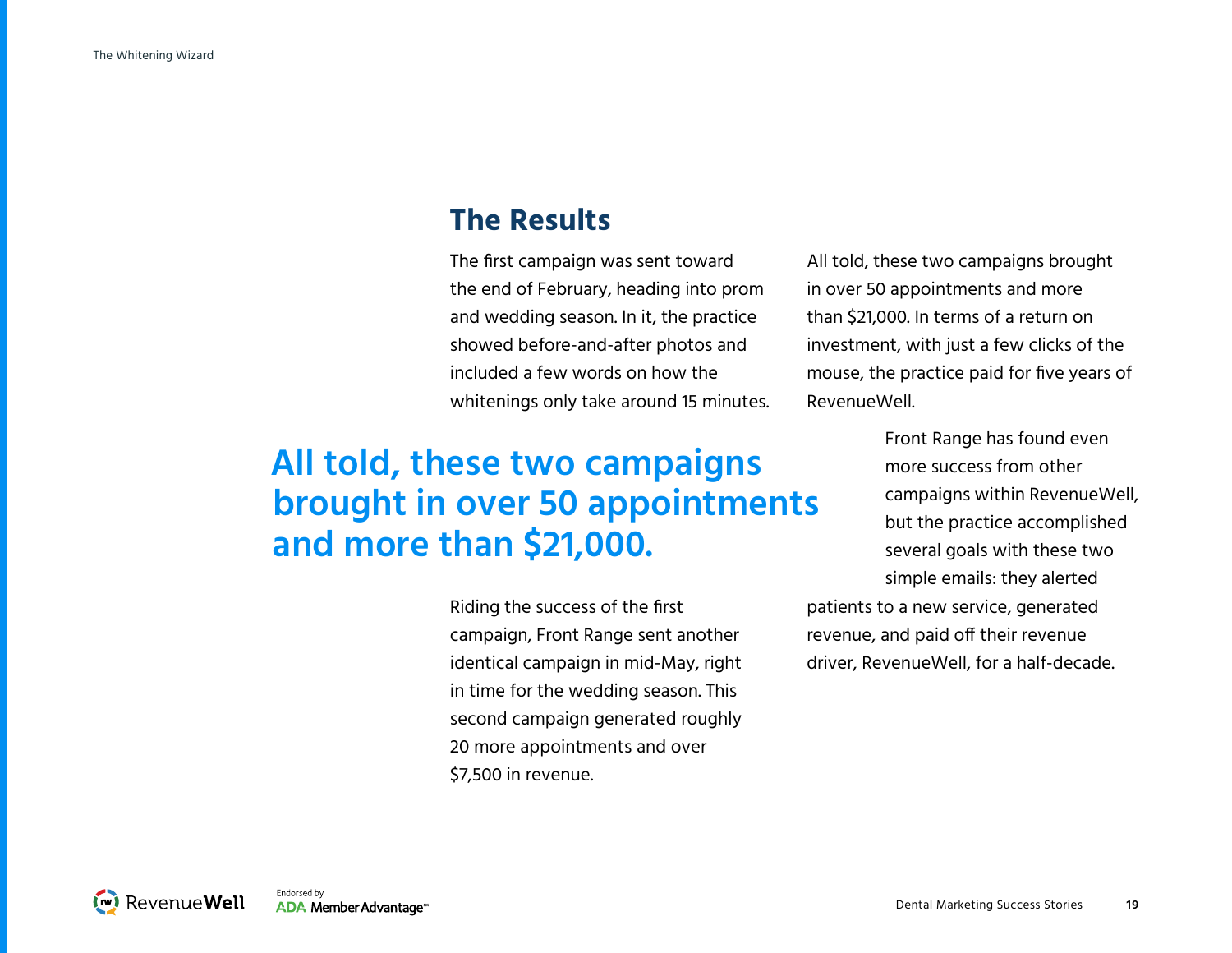## The Results

The first campaign was sent toward the end of February, heading into prom and wedding season. In it, the practice showed before-and-after photos and included a few words on how the whitenings only take around 15 minutes.

> **All told, these two campaigns brought in over 50 appointments and more than $21,000.**

Riding the success of the first campaign, Front Range sent another identical campaign in mid-May, right in time for the wedding season. This second campaign generated roughly 20 more appointments and over $7,500 in revenue.

All told, these two campaigns brought in over 50 appointments and more than $21,000. In terms of a return on investment, with just a few clicks of the mouse, the practice paid for five years of RevenueWell.

Front Range has found even more success from other campaigns within RevenueWell, but the practice accomplished several goals with these two simple emails: they alerted patients to a new service, generated revenue, and paid off their revenue driver, RevenueWell, for a half-decade.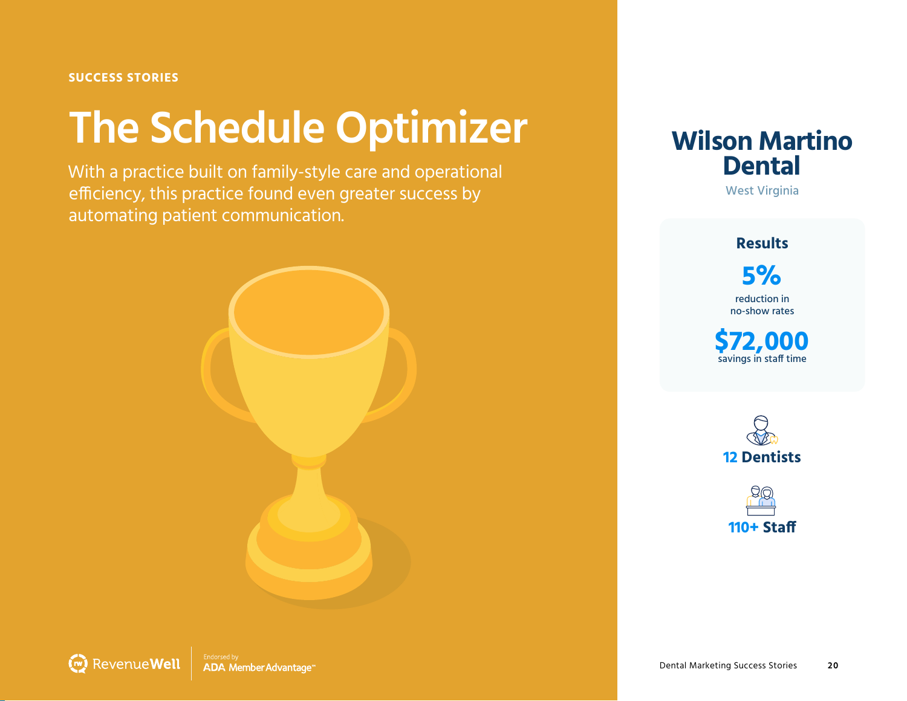SUCCESS STORIES

# The Schedule Optimizer

With a practice built on family-style care and operational efficiency, this practice found even greater success by automating patient communication.

## Wilson Martino Dental

West Virginia

### Results

**5%**
reduction in no-show rates

**$72,000**
savings in staff time

**12 Dentists**

**110+ Staff**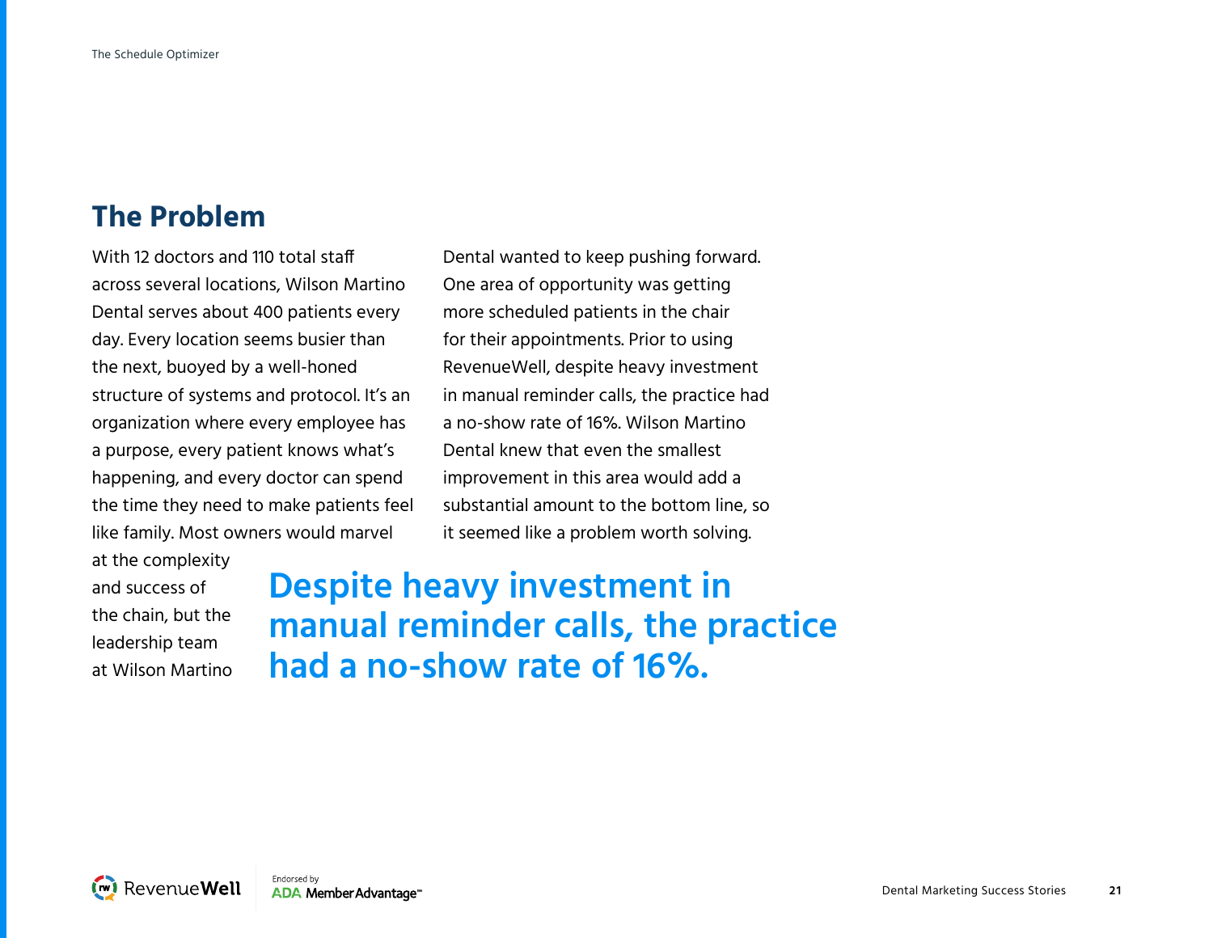## The Problem

With 12 doctors and 110 total staff across several locations, Wilson Martino Dental serves about 400 patients every day. Every location seems busier than the next, buoyed by a well-honed structure of systems and protocol. It's an organization where every employee has a purpose, every patient knows what's happening, and every doctor can spend the time they need to make patients feel like family. Most owners would marvel at the complexity and success of the chain, but the leadership team at Wilson Martino Dental wanted to keep pushing forward. One area of opportunity was getting more scheduled patients in the chair for their appointments. Prior to using RevenueWell, despite heavy investment in manual reminder calls, the practice had a no-show rate of 16%. Wilson Martino Dental knew that even the smallest improvement in this area would add a substantial amount to the bottom line, so it seemed like a problem worth solving.

**Despite heavy investment in manual reminder calls, the practice had a no-show rate of 16%.**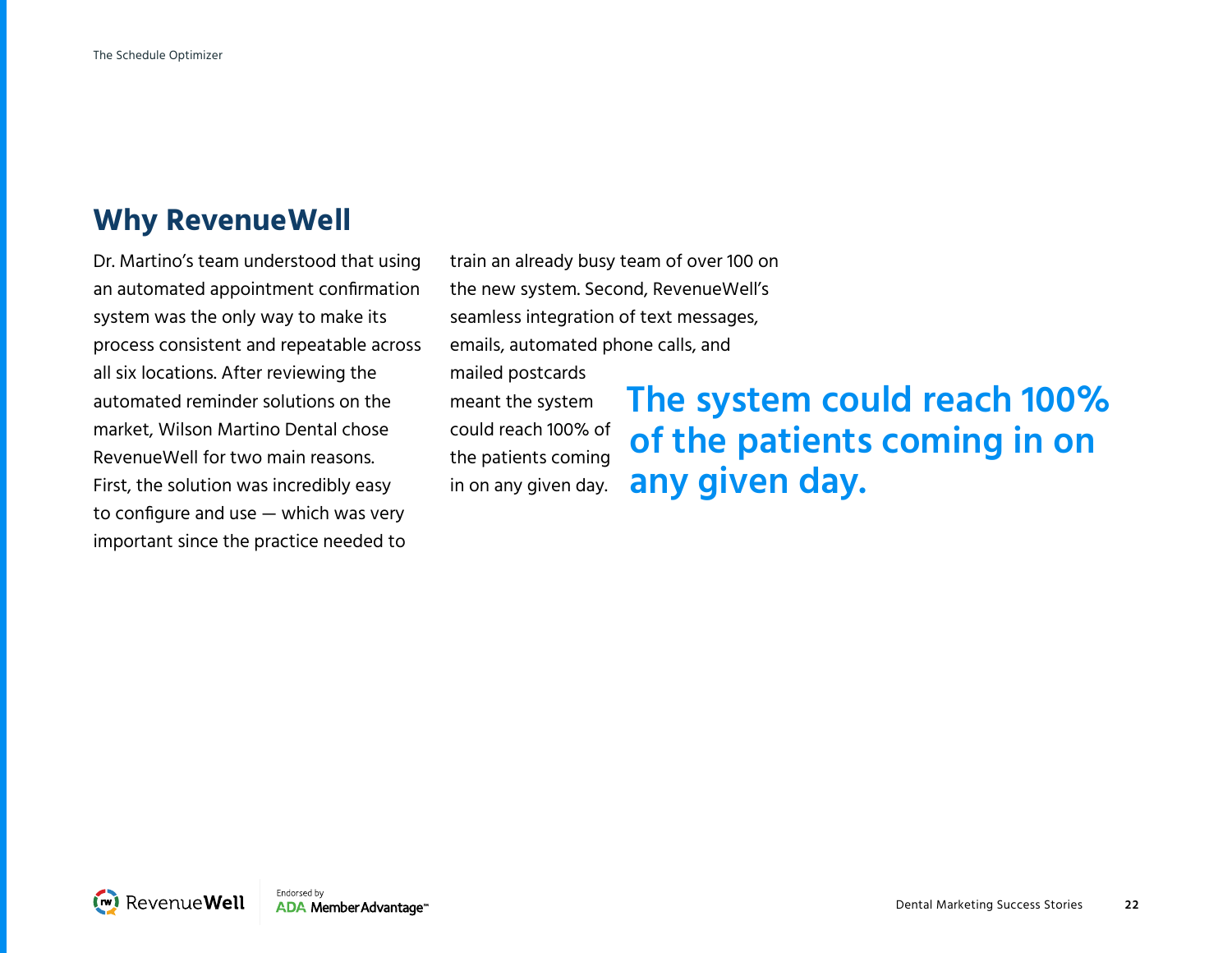## Why RevenueWell

Dr. Martino's team understood that using an automated appointment confirmation system was the only way to make its process consistent and repeatable across all six locations. After reviewing the automated reminder solutions on the market, Wilson Martino Dental chose RevenueWell for two main reasons. First, the solution was incredibly easy to configure and use — which was very important since the practice needed to train an already busy team of over 100 on the new system. Second, RevenueWell's seamless integration of text messages, emails, automated phone calls, and mailed postcards meant the system could reach 100% of the patients coming in on any given day.

**The system could reach 100% of the patients coming in on any given day.**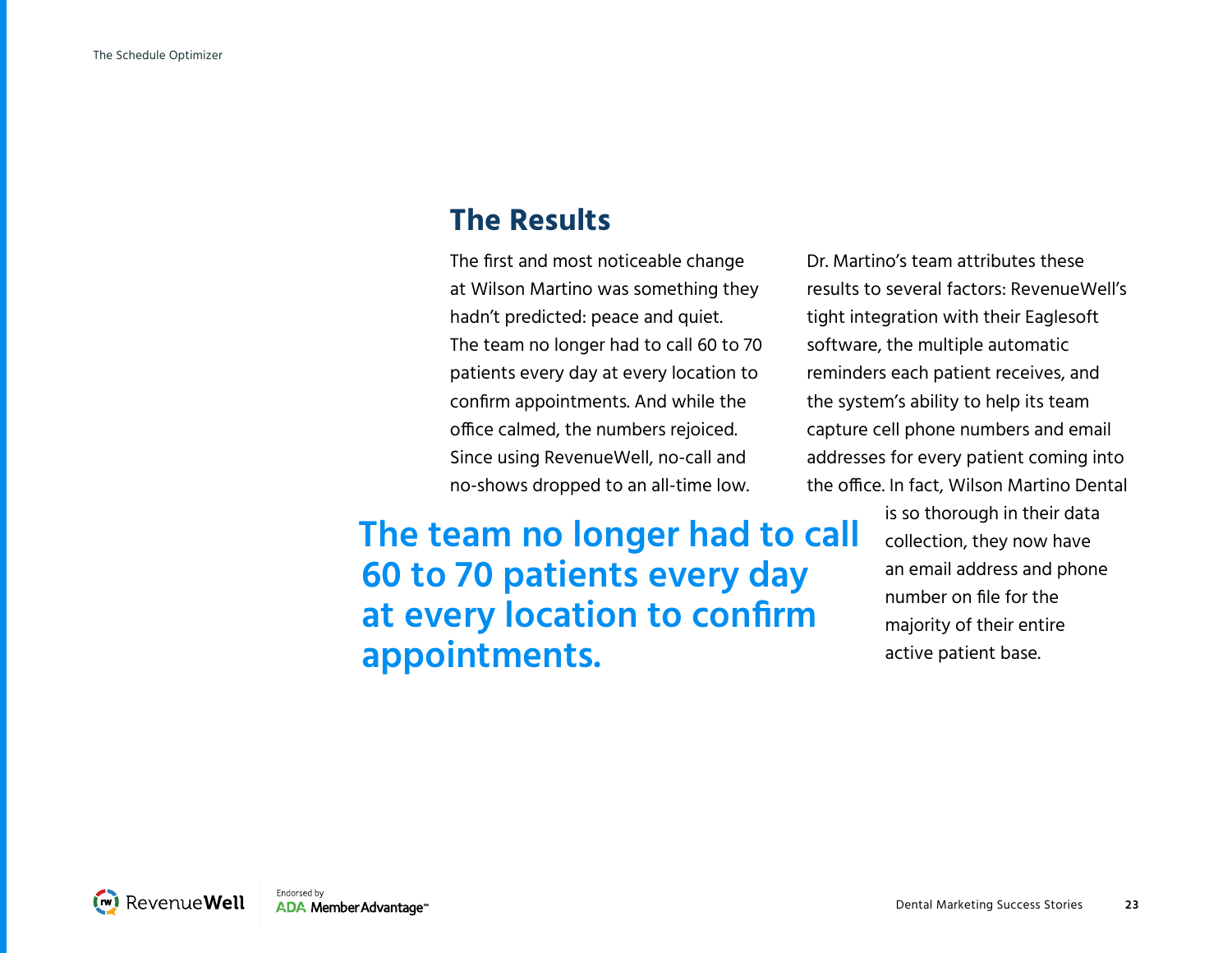## The Results

The first and most noticeable change at Wilson Martino was something they hadn't predicted: peace and quiet. The team no longer had to call 60 to 70 patients every day at every location to confirm appointments. And while the office calmed, the numbers rejoiced. Since using RevenueWell, no-call and no-shows dropped to an all-time low.

Dr. Martino's team attributes these results to several factors: RevenueWell's tight integration with their Eaglesoft software, the multiple automatic reminders each patient receives, and the system's ability to help its team capture cell phone numbers and email addresses for every patient coming into the office. In fact, Wilson Martino Dental is so thorough in their data collection, they now have an email address and phone number on file for the majority of their entire active patient base.

**The team no longer had to call 60 to 70 patients every day at every location to confirm appointments.**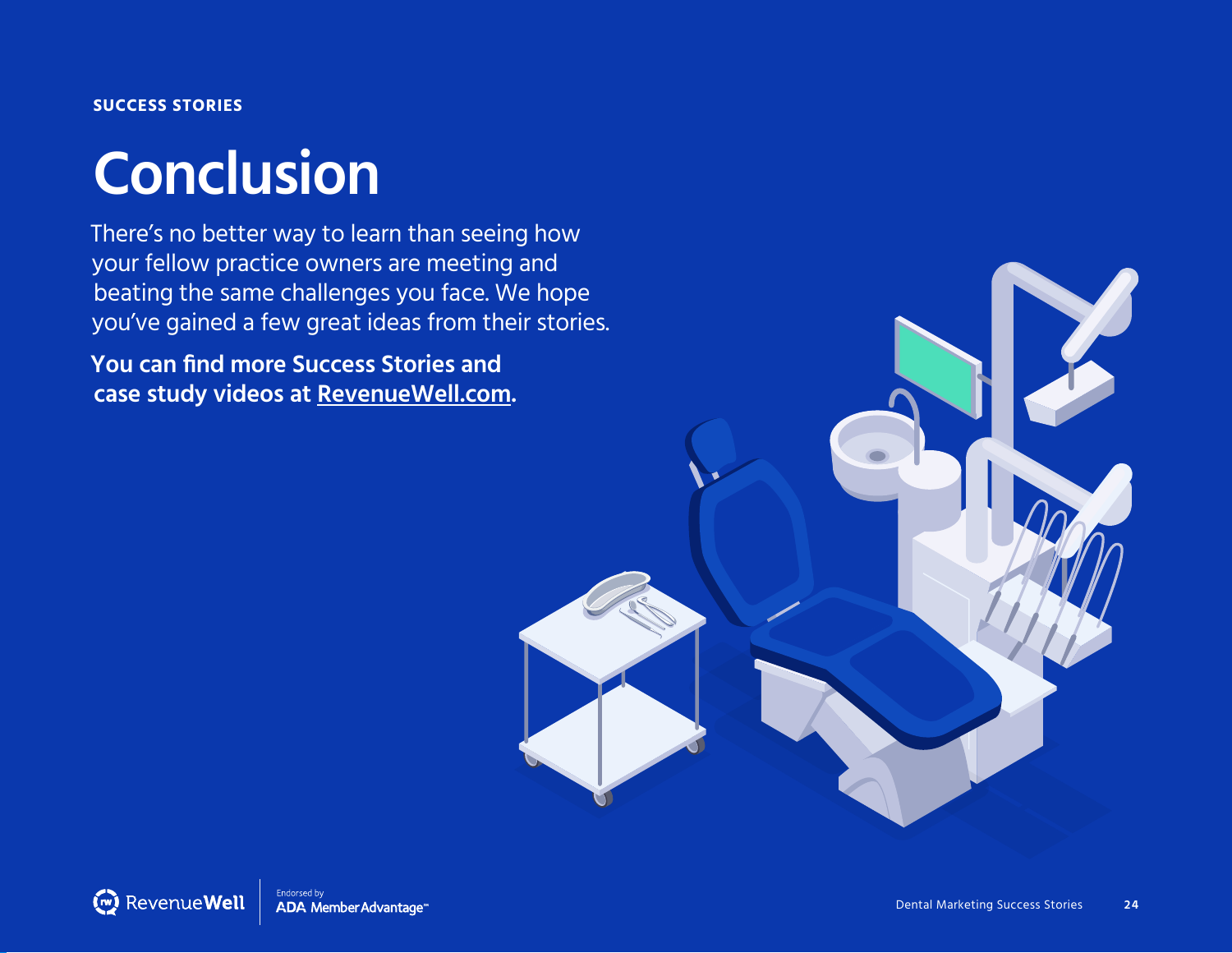SUCCESS STORIES

# Conclusion

There's no better way to learn than seeing how your fellow practice owners are meeting and beating the same challenges you face. We hope you've gained a few great ideas from their stories.

**You can find more Success Stories and case study videos at [RevenueWell.com](RevenueWell.com).**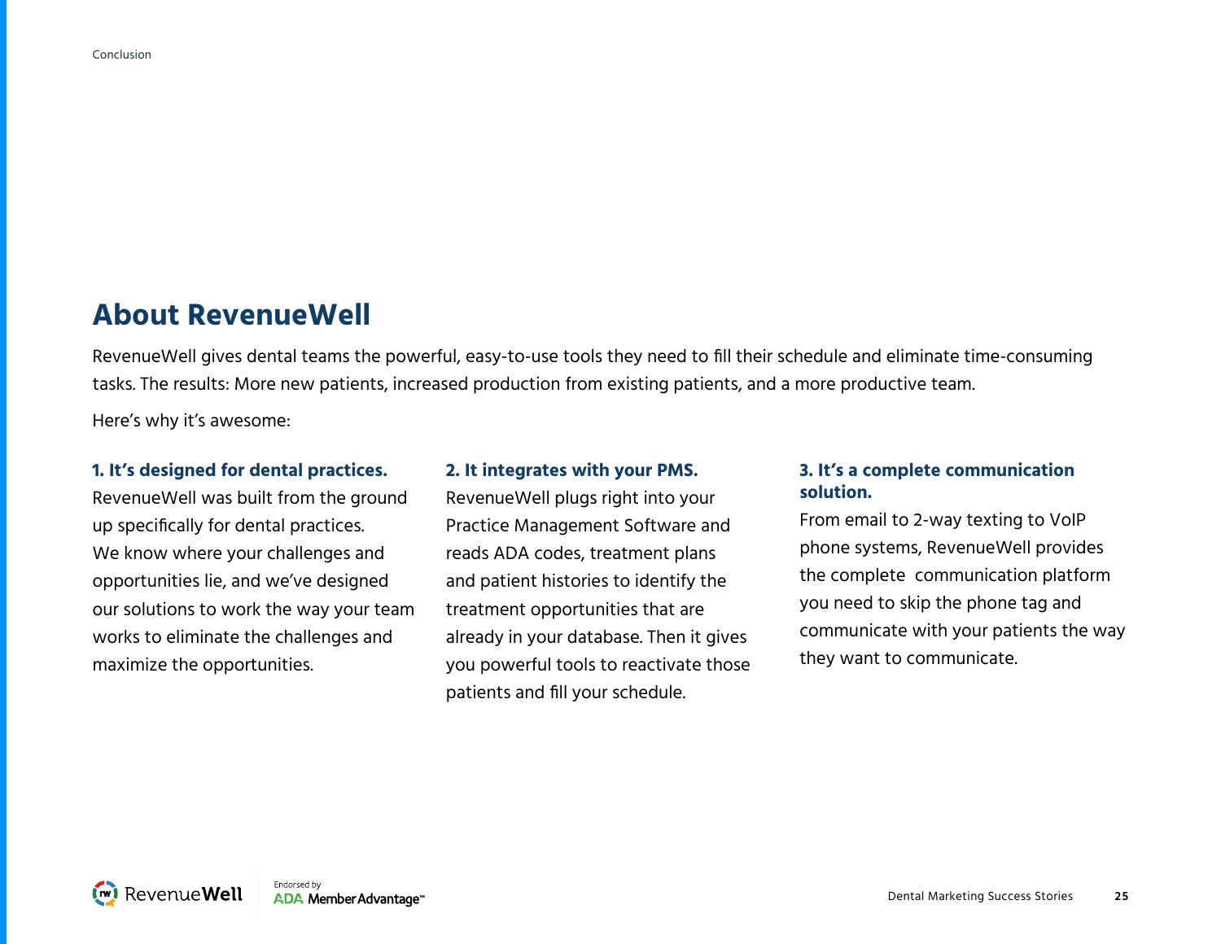## About RevenueWell

RevenueWell gives dental teams the powerful, easy-to-use tools they need to fill their schedule and eliminate time-consuming tasks. The results: More new patients, increased production from existing patients, and a more productive team.

Here's why it's awesome:

**1. It's designed for dental practices.**
RevenueWell was built from the ground up specifically for dental practices. We know where your challenges and opportunities lie, and we've designed our solutions to work the way your team works to eliminate the challenges and maximize the opportunities.

**2. It integrates with your PMS.**
RevenueWell plugs right into your Practice Management Software and reads ADA codes, treatment plans and patient histories to identify the treatment opportunities that are already in your database. Then it gives you powerful tools to reactivate those patients and fill your schedule.

**3. It's a complete communication solution.**
From email to 2-way texting to VoIP phone systems, RevenueWell provides the complete communication platform you need to skip the phone tag and communicate with your patients the way they want to communicate.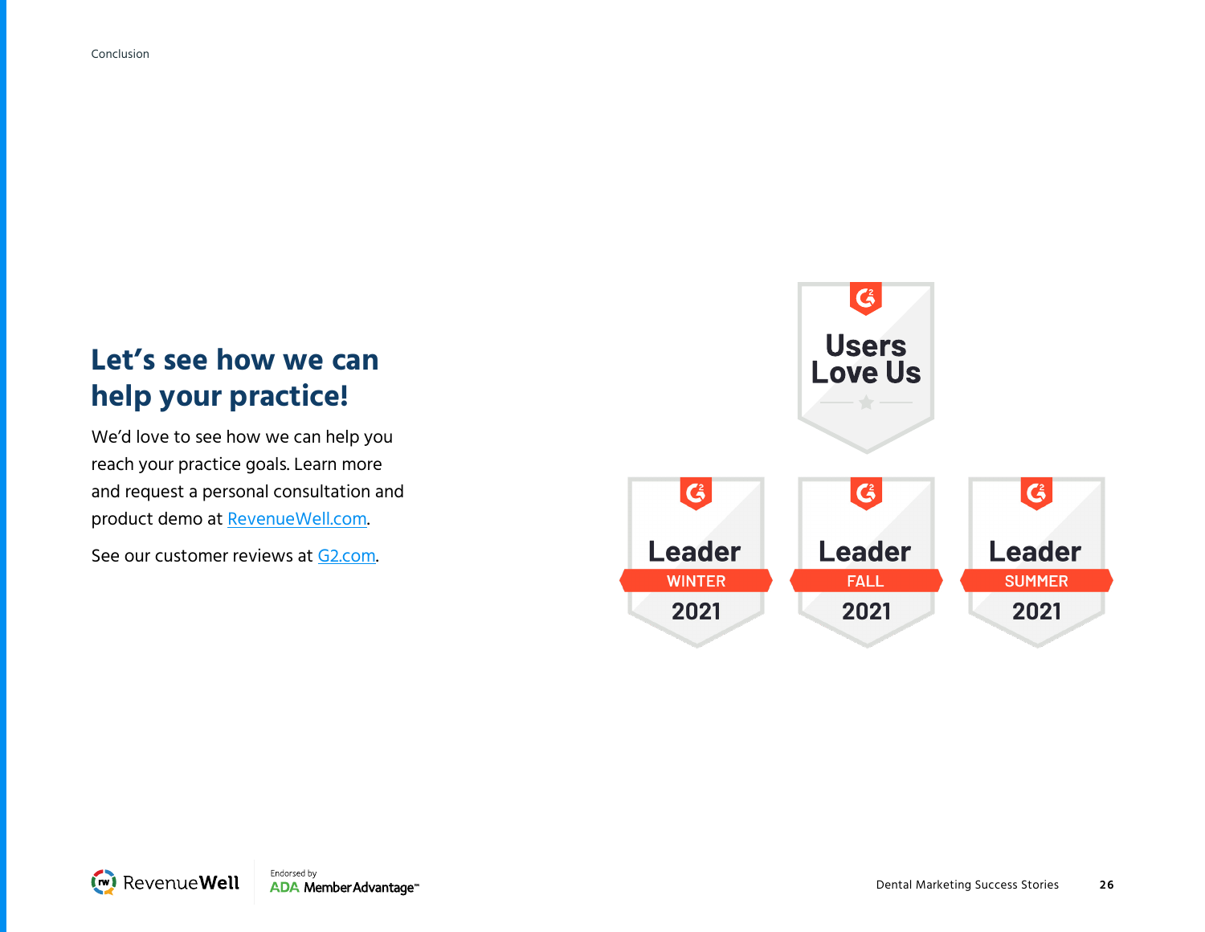## Let's see how we can help your practice!

We'd love to see how we can help you reach your practice goals. Learn more and request a personal consultation and product demo at RevenueWell.com.

See our customer reviews at G2.com.

Users Love Us

Leader WINTER 2021

Leader FALL 2021

Leader SUMMER 2021